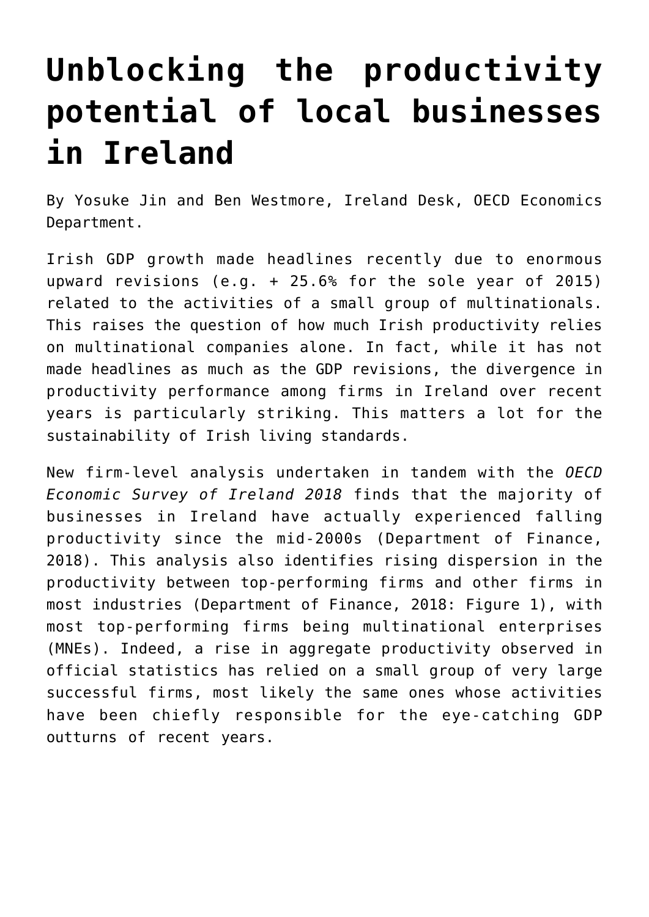# Unblocking the productivity potential of local businesses in Ireland

By Yosuke Jin and Ben Westmore, Ireland Desk, OECD Economics Department.

Irish GDP growth made headlines recently due to enormous upward revisions (e.g. + 25.6% for the sole year of 2015) related to the activities of a small group of multinationals. This raises the question of how much Irish productivity relies on multinational companies alone. In fact, while it has not made headlines as much as the GDP revisions, the divergence in productivity performance among firms in Ireland over recent years is particularly striking. This matters a lot for the sustainability of Irish living standards.

New firm-level analysis undertaken in tandem with the *OECD Economic Survey of Ireland 2018* finds that the majority of businesses in Ireland have actually experienced falling productivity since the mid-2000s (Department of Finance, 2018). This analysis also identifies rising dispersion in the productivity between top-performing firms and other firms in most industries (Department of Finance, 2018: Figure 1), with most top-performing firms being multinational enterprises (MNEs). Indeed, a rise in aggregate productivity observed in official statistics has relied on a small group of very large successful firms, most likely the same ones whose activities have been chiefly responsible for the eye-catching GDP outturns of recent years.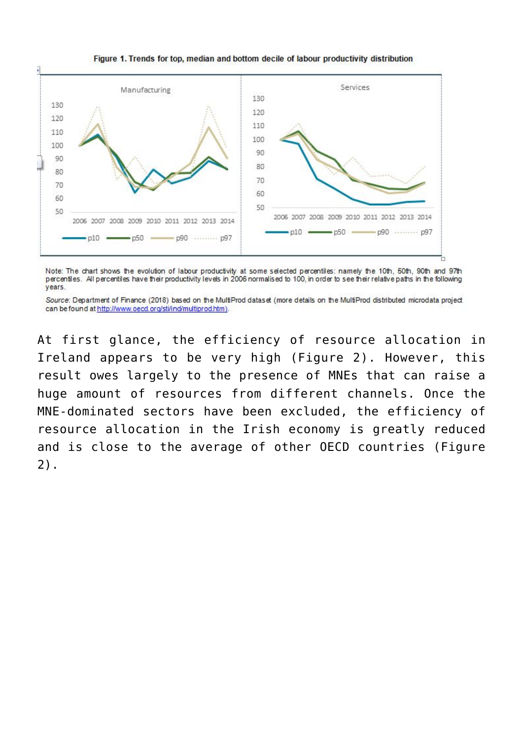**Figure 1. Trends for top, median and bottom decile of labour productivity distribution**

Note: The chart shows the evolution of labour productivity at some selected percentiles: namely the 10th, 50th, 90th and 97th percentiles. All percentiles have their productivity levels in 2006 normalised to 100, in order to see their relative paths in the following years.

*Source:* Department of Finance (2018) based on the MultiProd dataset (more details on the MultiProd distributed microdata project can be found at http://www.oecd.org/sti/ind/multiprod.htm).

At first glance, the efficiency of resource allocation in Ireland appears to be very high (Figure 2). However, this result owes largely to the presence of MNEs that can raise a huge amount of resources from different channels. Once the MNE-dominated sectors have been excluded, the efficiency of resource allocation in the Irish economy is greatly reduced and is close to the average of other OECD countries (Figure 2).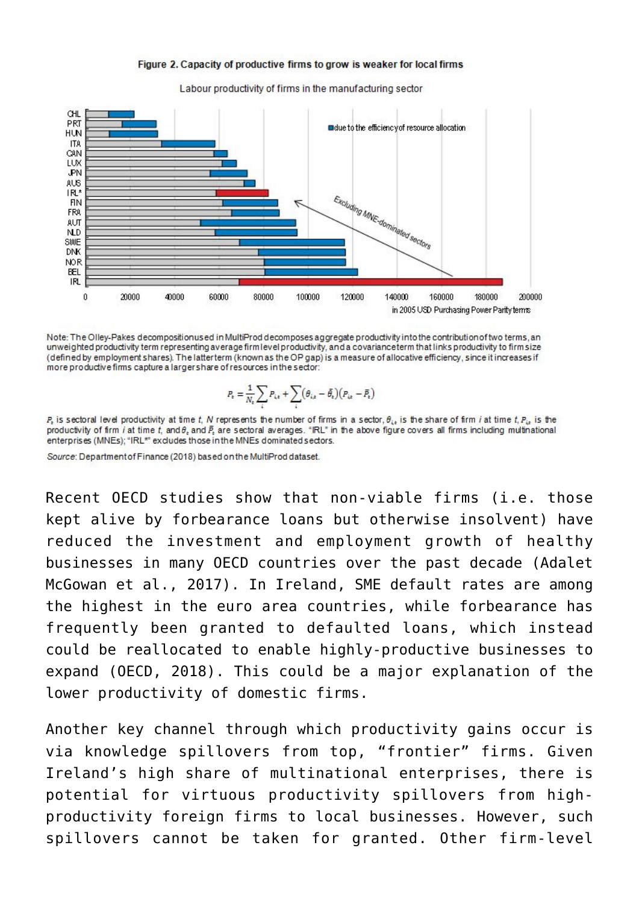**Figure 2. Capacity of productive firms to grow is weaker for local firms**

Labour productivity of firms in the manufacturing sector

Note: The Olley-Pakes decomposition used in MultiProd decomposes aggregate productivity into the contribution of two terms, an unweighted productivity term representing average firm level productivity, and a covariance term that links productivity to firm size (defined by employment shares). The latter term (known as the OP gap) is a measure of allocative efficiency, since it increases if more productive firms capture a larger share of resources in the sector:

$$P_t = \frac{1}{N_t}\sum_i P_{i,t} + \sum_i (\theta_{i,t} - \bar{\theta}_t)(P_{i,t} - \bar{P}_t)$$

$P_t$ is sectoral level productivity at time $t$, $N$ represents the number of firms in a sector, $\theta_{i,t}$ is the share of firm $i$ at time $t$, $P_{i,t}$ is the productivity of firm $i$ at time $t$, and $\bar{\theta}_t$ and $\bar{P}_t$ are sectoral averages. "IRL" in the above figure covers all firms including multinational enterprises (MNEs); "IRL*" excludes those in the MNEs dominated sectors.

*Source*: Department of Finance (2018) based on the MultiProd dataset.

Recent OECD studies show that non-viable firms (i.e. those kept alive by forbearance loans but otherwise insolvent) have reduced the investment and employment growth of healthy businesses in many OECD countries over the past decade (Adalet McGowan et al., 2017). In Ireland, SME default rates are among the highest in the euro area countries, while forbearance has frequently been granted to defaulted loans, which instead could be reallocated to enable highly-productive businesses to expand (OECD, 2018). This could be a major explanation of the lower productivity of domestic firms.

Another key channel through which productivity gains occur is via knowledge spillovers from top, "frontier" firms. Given Ireland's high share of multinational enterprises, there is potential for virtuous productivity spillovers from high-productivity foreign firms to local businesses. However, such spillovers cannot be taken for granted. Other firm-level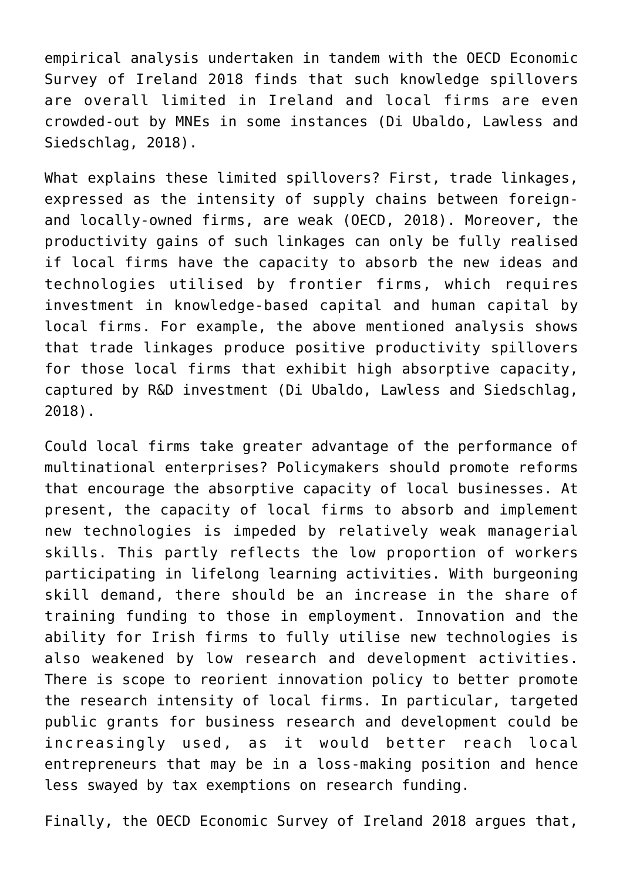empirical analysis undertaken in tandem with the OECD Economic Survey of Ireland 2018 finds that such knowledge spillovers are overall limited in Ireland and local firms are even crowded-out by MNEs in some instances (Di Ubaldo, Lawless and Siedschlag, 2018).

What explains these limited spillovers? First, trade linkages, expressed as the intensity of supply chains between foreign- and locally-owned firms, are weak (OECD, 2018). Moreover, the productivity gains of such linkages can only be fully realised if local firms have the capacity to absorb the new ideas and technologies utilised by frontier firms, which requires investment in knowledge-based capital and human capital by local firms. For example, the above mentioned analysis shows that trade linkages produce positive productivity spillovers for those local firms that exhibit high absorptive capacity, captured by R&D investment (Di Ubaldo, Lawless and Siedschlag, 2018).

Could local firms take greater advantage of the performance of multinational enterprises? Policymakers should promote reforms that encourage the absorptive capacity of local businesses. At present, the capacity of local firms to absorb and implement new technologies is impeded by relatively weak managerial skills. This partly reflects the low proportion of workers participating in lifelong learning activities. With burgeoning skill demand, there should be an increase in the share of training funding to those in employment. Innovation and the ability for Irish firms to fully utilise new technologies is also weakened by low research and development activities. There is scope to reorient innovation policy to better promote the research intensity of local firms. In particular, targeted public grants for business research and development could be increasingly used, as it would better reach local entrepreneurs that may be in a loss-making position and hence less swayed by tax exemptions on research funding.

Finally, the OECD Economic Survey of Ireland 2018 argues that,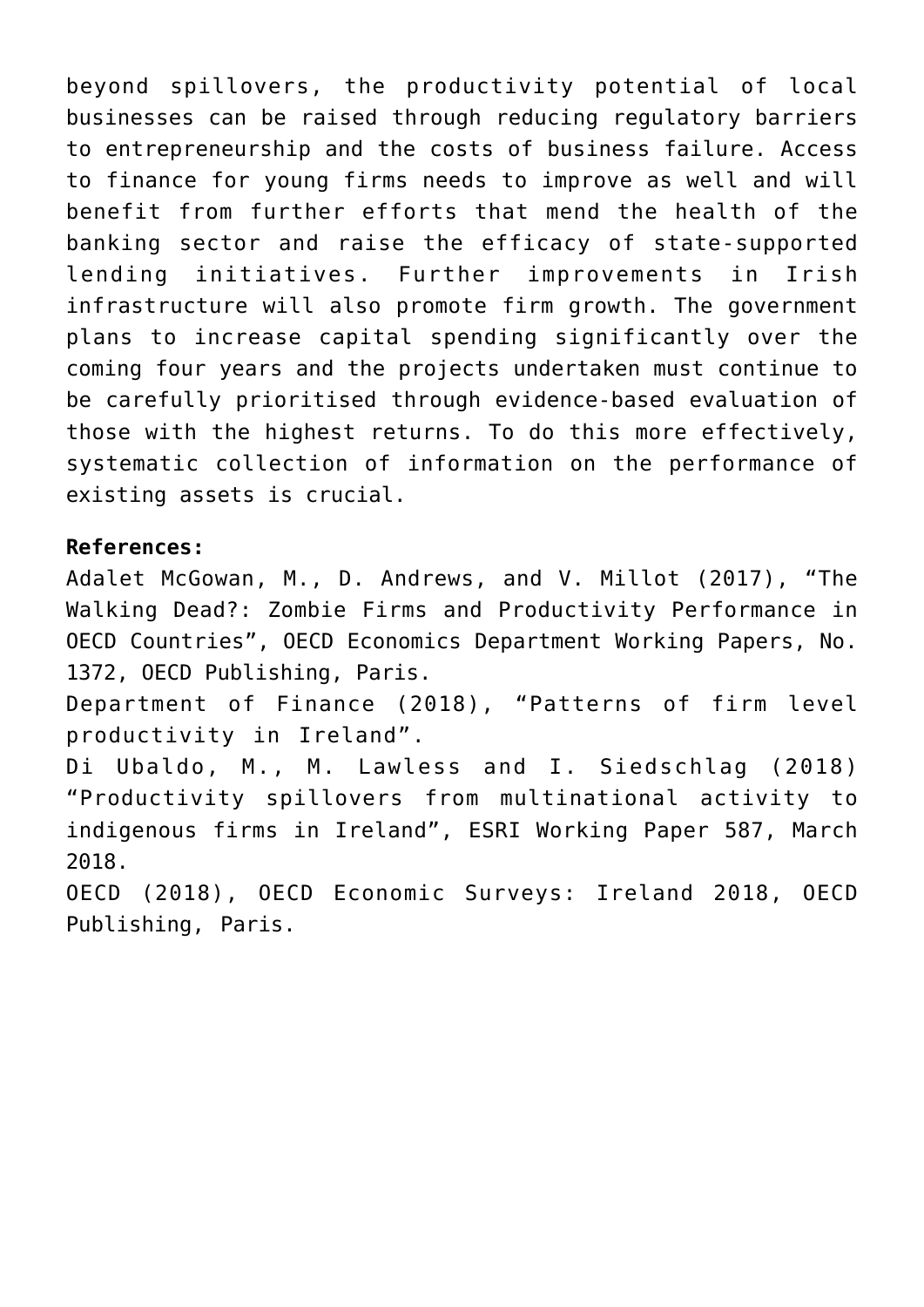beyond spillovers, the productivity potential of local businesses can be raised through reducing regulatory barriers to entrepreneurship and the costs of business failure. Access to finance for young firms needs to improve as well and will benefit from further efforts that mend the health of the banking sector and raise the efficacy of state-supported lending initiatives. Further improvements in Irish infrastructure will also promote firm growth. The government plans to increase capital spending significantly over the coming four years and the projects undertaken must continue to be carefully prioritised through evidence-based evaluation of those with the highest returns. To do this more effectively, systematic collection of information on the performance of existing assets is crucial.

**References:**

Adalet McGowan, M., D. Andrews, and V. Millot (2017), "The Walking Dead?: Zombie Firms and Productivity Performance in OECD Countries", OECD Economics Department Working Papers, No. 1372, OECD Publishing, Paris.

Department of Finance (2018), "Patterns of firm level productivity in Ireland".

Di Ubaldo, M., M. Lawless and I. Siedschlag (2018) "Productivity spillovers from multinational activity to indigenous firms in Ireland", ESRI Working Paper 587, March 2018.

OECD (2018), OECD Economic Surveys: Ireland 2018, OECD Publishing, Paris.